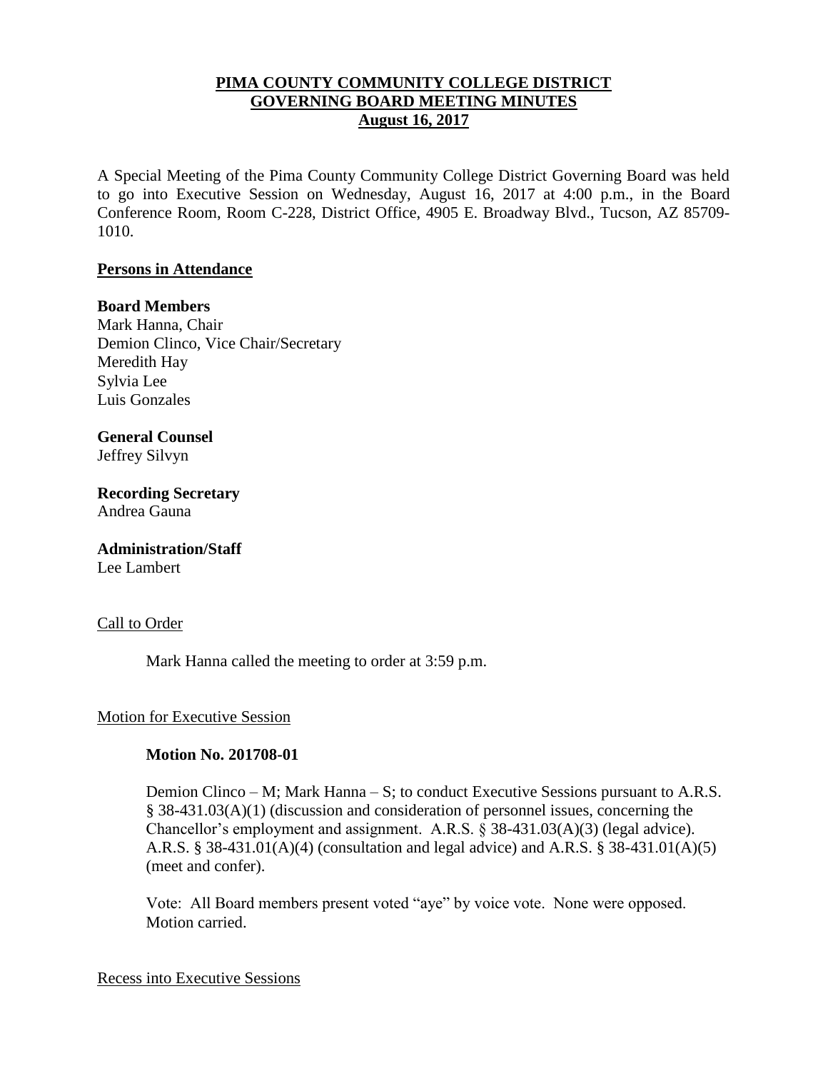# PIMA COUNTY COMMUNITY COLLEGE DISTRICT
# GOVERNING BOARD MEETING MINUTES
# August 16, 2017

A Special Meeting of the Pima County Community College District Governing Board was held to go into Executive Session on Wednesday, August 16, 2017 at 4:00 p.m., in the Board Conference Room, Room C-228, District Office, 4905 E. Broadway Blvd., Tucson, AZ 85709-1010.

## Persons in Attendance

**Board Members**
Mark Hanna, Chair
Demion Clinco, Vice Chair/Secretary
Meredith Hay
Sylvia Lee
Luis Gonzales

**General Counsel**
Jeffrey Silvyn

**Recording Secretary**
Andrea Gauna

**Administration/Staff**
Lee Lambert

## Call to Order

Mark Hanna called the meeting to order at 3:59 p.m.

## Motion for Executive Session

**Motion No. 201708-01**

Demion Clinco – M; Mark Hanna – S; to conduct Executive Sessions pursuant to A.R.S. § 38-431.03(A)(1) (discussion and consideration of personnel issues, concerning the Chancellor's employment and assignment. A.R.S. § 38-431.03(A)(3) (legal advice). A.R.S. § 38-431.01(A)(4) (consultation and legal advice) and A.R.S. § 38-431.01(A)(5) (meet and confer).

Vote: All Board members present voted "aye" by voice vote. None were opposed. Motion carried.

## Recess into Executive Sessions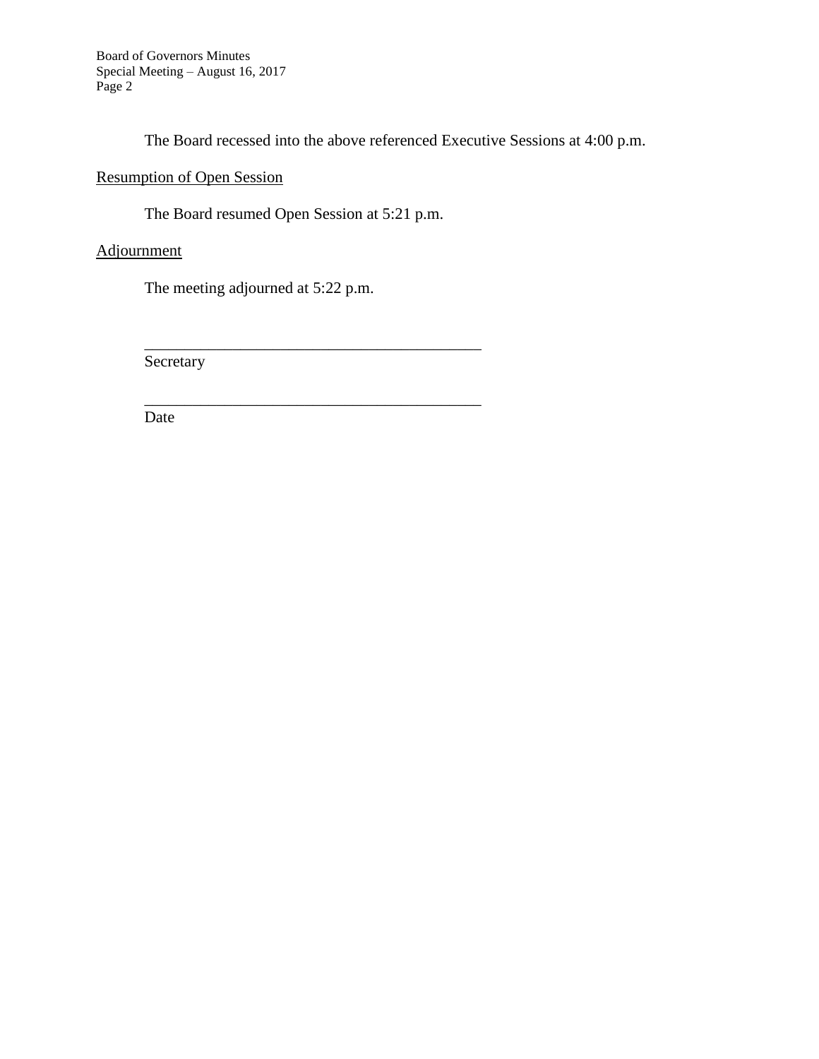The Board recessed into the above referenced Executive Sessions at 4:00 p.m.

Resumption of Open Session

The Board resumed Open Session at 5:21 p.m.

Adjournment

The meeting adjourned at 5:22 p.m.

\_\_\_\_\_\_\_\_\_\_\_\_\_\_\_\_\_\_\_\_\_\_\_\_\_\_\_\_\_\_\_\_\_\_\_\_\_\_\_\_\_\_

Secretary

\_\_\_\_\_\_\_\_\_\_\_\_\_\_\_\_\_\_\_\_\_\_\_\_\_\_\_\_\_\_\_\_\_\_\_\_\_\_\_\_\_\_

Date